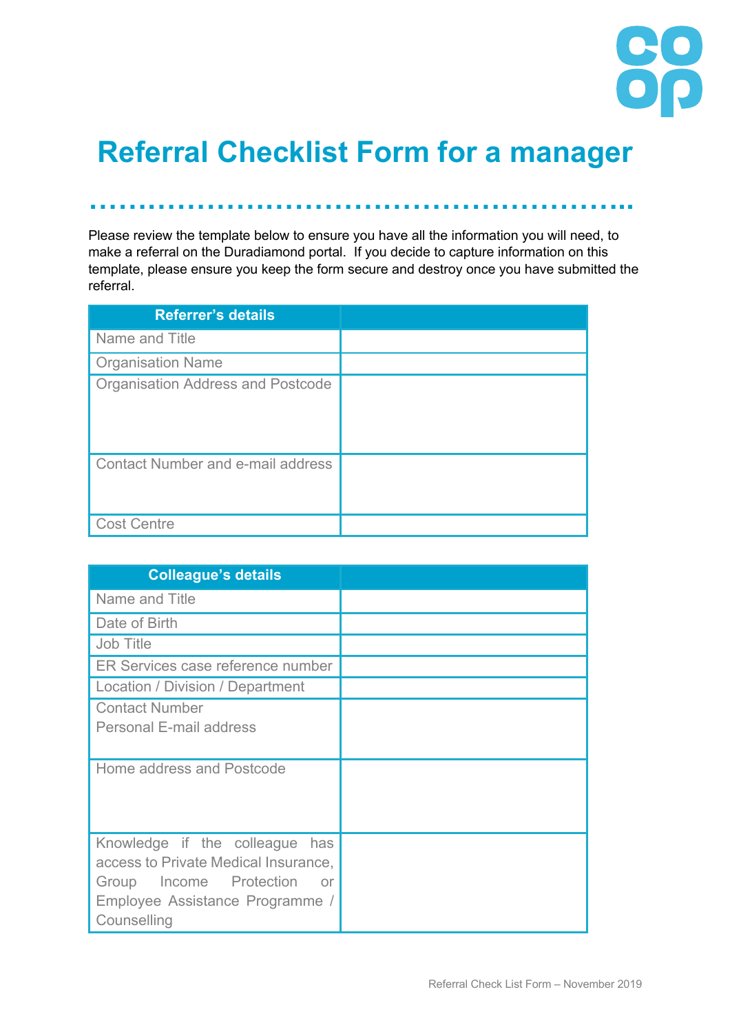# Referral Checklist Form for a manager

Please review the template below to ensure you have all the information you will need, to make a referral on the Duradiamond portal. If you decide to capture information on this template, please ensure you keep the form secure and destroy once you have submitted the referral.

| Referrer's details | |
|---|---|
| Name and Title | |
| Organisation Name | |
| Organisation Address and Postcode | |
| Contact Number and e-mail address | |
| Cost Centre | |

| Colleague's details | |
|---|---|
| Name and Title | |
| Date of Birth | |
| Job Title | |
| ER Services case reference number | |
| Location / Division / Department | |
| Contact Number<br>Personal E-mail address | |
| Home address and Postcode | |
| Knowledge if the colleague has access to Private Medical Insurance, Group Income Protection or Employee Assistance Programme / Counselling | |

Referral Check List Form – November 2019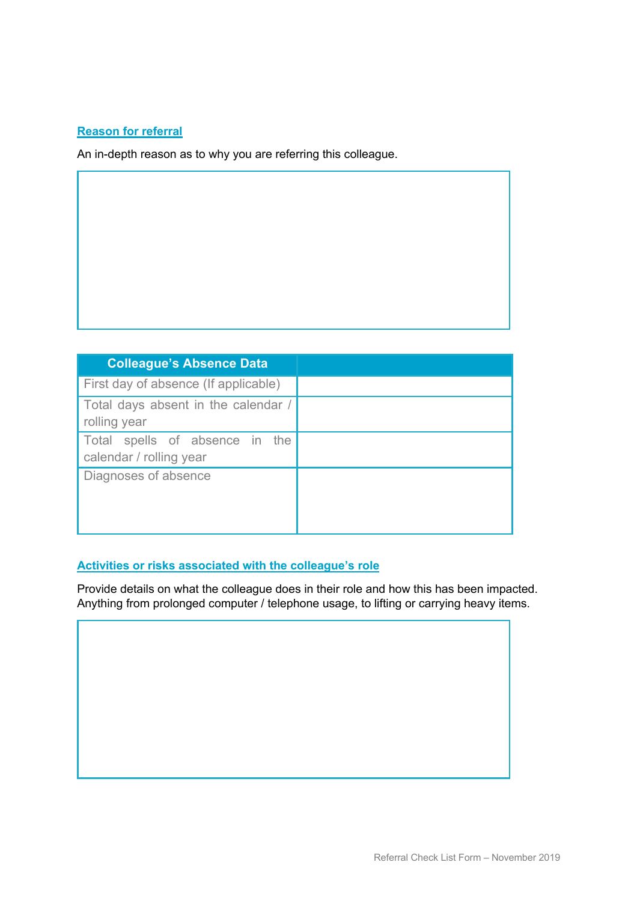## Reason for referral

An in-depth reason as to why you are referring this colleague.

| Colleague's Absence Data | |
| --- | --- |
| First day of absence (If applicable) | |
| Total days absent in the calendar / rolling year | |
| Total spells of absence in the calendar / rolling year | |
| Diagnoses of absence | |

## Activities or risks associated with the colleague's role

Provide details on what the colleague does in their role and how this has been impacted. Anything from prolonged computer / telephone usage, to lifting or carrying heavy items.